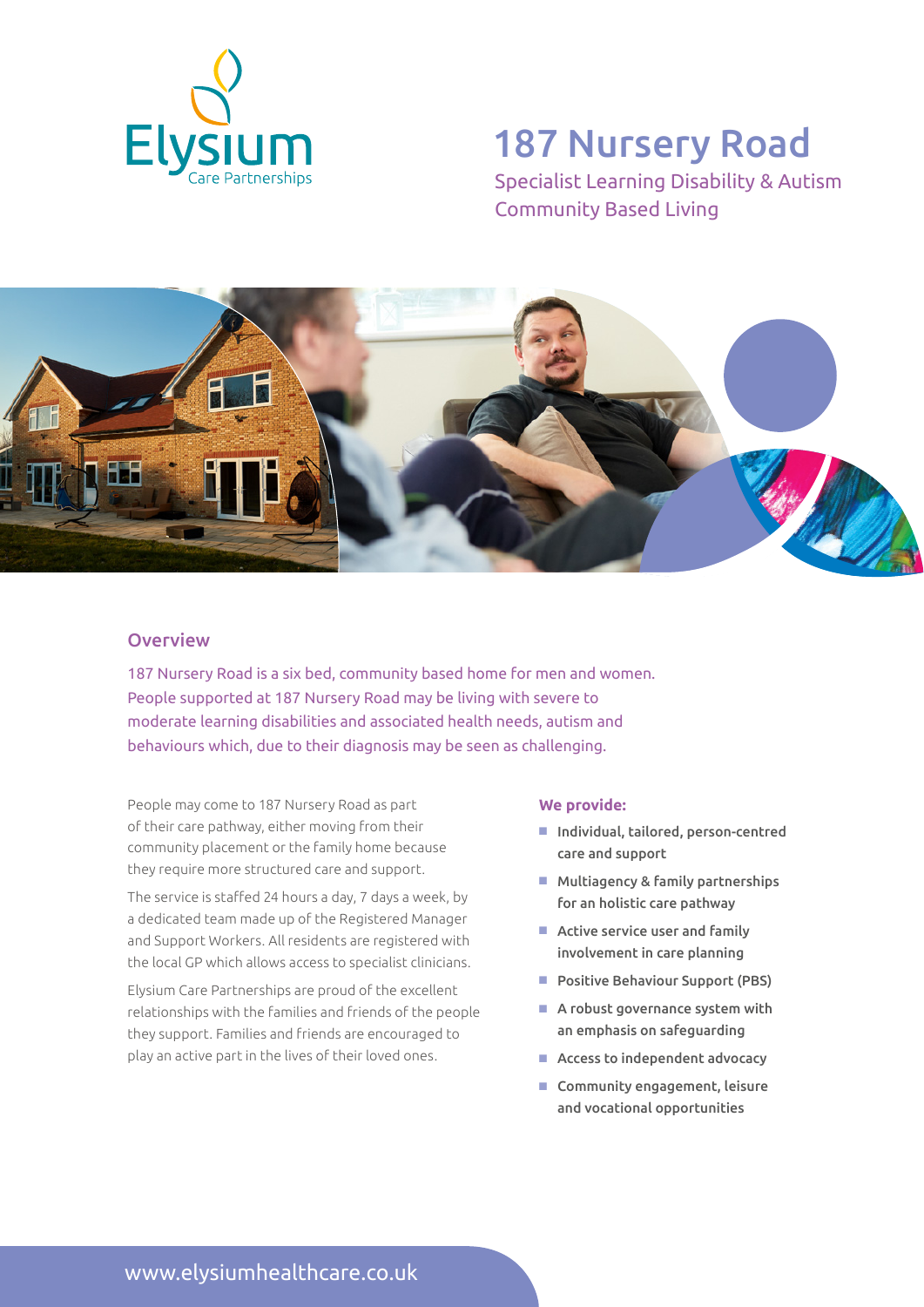Elysium Care Partnerships

# 187 Nursery Road

Specialist Learning Disability & Autism Community Based Living

## Overview

187 Nursery Road is a six bed, community based home for men and women. People supported at 187 Nursery Road may be living with severe to moderate learning disabilities and associated health needs, autism and behaviours which, due to their diagnosis may be seen as challenging.

People may come to 187 Nursery Road as part of their care pathway, either moving from their community placement or the family home because they require more structured care and support.

The service is staffed 24 hours a day, 7 days a week, by a dedicated team made up of the Registered Manager and Support Workers. All residents are registered with the local GP which allows access to specialist clinicians.

Elysium Care Partnerships are proud of the excellent relationships with the families and friends of the people they support. Families and friends are encouraged to play an active part in the lives of their loved ones.

**We provide:**

- Individual, tailored, person-centred care and support
- Multiagency & family partnerships for an holistic care pathway
- Active service user and family involvement in care planning
- Positive Behaviour Support (PBS)
- A robust governance system with an emphasis on safeguarding
- Access to independent advocacy
- Community engagement, leisure and vocational opportunities

www.elysiumhealthcare.co.uk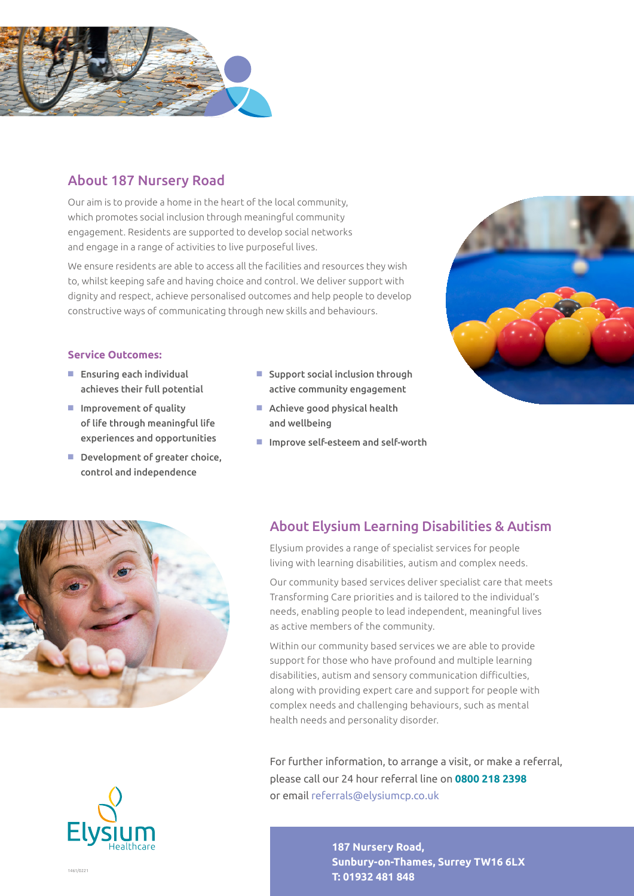## About 187 Nursery Road

Our aim is to provide a home in the heart of the local community, which promotes social inclusion through meaningful community engagement. Residents are supported to develop social networks and engage in a range of activities to live purposeful lives.

We ensure residents are able to access all the facilities and resources they wish to, whilst keeping safe and having choice and control. We deliver support with dignity and respect, achieve personalised outcomes and help people to develop constructive ways of communicating through new skills and behaviours.

### Service Outcomes:

- Ensuring each individual achieves their full potential
- Improvement of quality of life through meaningful life experiences and opportunities
- Development of greater choice, control and independence
- Support social inclusion through active community engagement
- Achieve good physical health and wellbeing
- Improve self-esteem and self-worth

## About Elysium Learning Disabilities & Autism

Elysium provides a range of specialist services for people living with learning disabilities, autism and complex needs.

Our community based services deliver specialist care that meets Transforming Care priorities and is tailored to the individual's needs, enabling people to lead independent, meaningful lives as active members of the community.

Within our community based services we are able to provide support for those who have profound and multiple learning disabilities, autism and sensory communication difficulties, along with providing expert care and support for people with complex needs and challenging behaviours, such as mental health needs and personality disorder.

For further information, to arrange a visit, or make a referral, please call our 24 hour referral line on **0800 218 2398** or email referrals@elysiumcp.co.uk

Elysium Healthcare

1461/0221

**187 Nursery Road,**
**Sunbury-on-Thames, Surrey TW16 6LX**
**T: 01932 481 848**